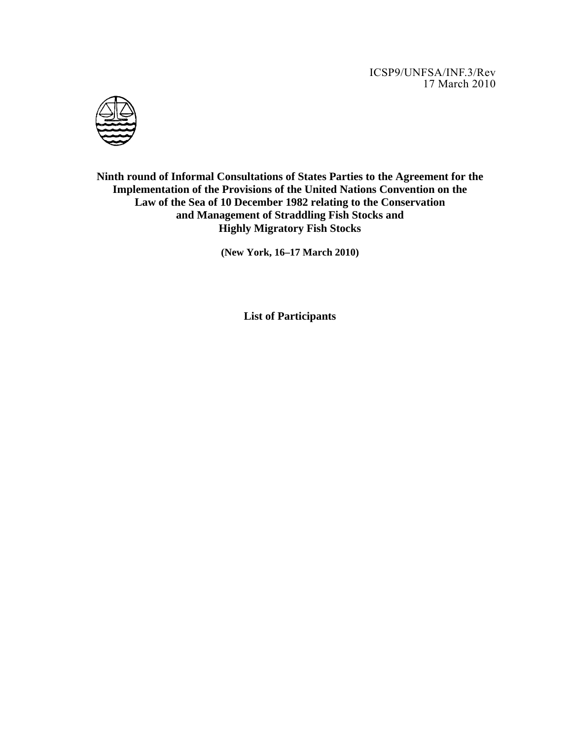ICSP9/UNFSA/INF.3/Rev
17 March 2010

**Ninth round of Informal Consultations of States Parties to the Agreement for the Implementation of the Provisions of the United Nations Convention on the Law of the Sea of 10 December 1982 relating to the Conservation and Management of Straddling Fish Stocks and Highly Migratory Fish Stocks**

**(New York, 16–17 March 2010)**

**List of Participants**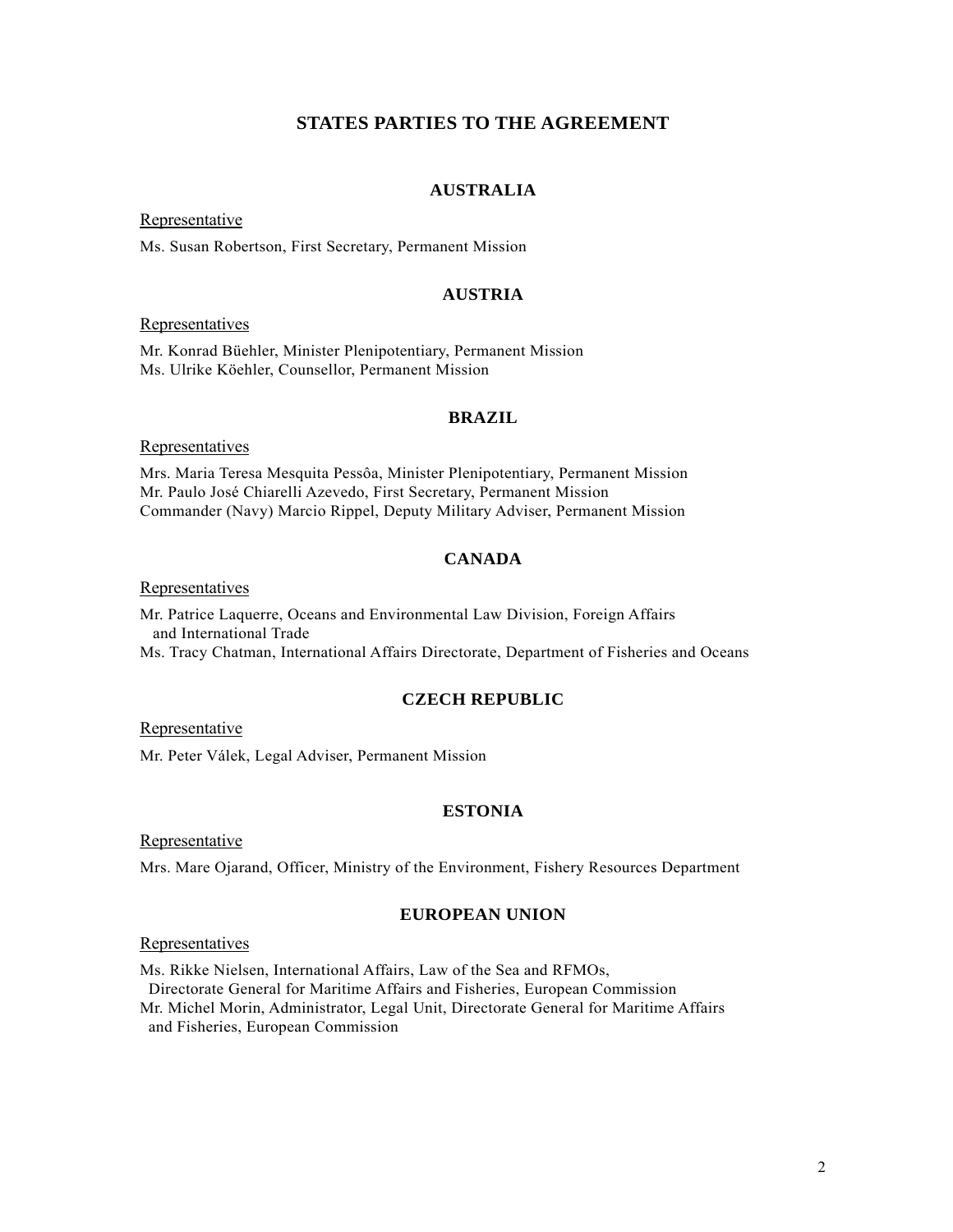## STATES PARTIES TO THE AGREEMENT

### AUSTRALIA

Representative

Ms. Susan Robertson, First Secretary, Permanent Mission

### AUSTRIA

Representatives

Mr. Konrad Büehler, Minister Plenipotentiary, Permanent Mission
Ms. Ulrike Köehler, Counsellor, Permanent Mission

### BRAZIL

Representatives

Mrs. Maria Teresa Mesquita Pessôa, Minister Plenipotentiary, Permanent Mission
Mr. Paulo José Chiarelli Azevedo, First Secretary, Permanent Mission
Commander (Navy) Marcio Rippel, Deputy Military Adviser, Permanent Mission

### CANADA

Representatives

Mr. Patrice Laquerre, Oceans and Environmental Law Division, Foreign Affairs and International Trade
Ms. Tracy Chatman, International Affairs Directorate, Department of Fisheries and Oceans

### CZECH REPUBLIC

Representative

Mr. Peter Válek, Legal Adviser, Permanent Mission

### ESTONIA

Representative

Mrs. Mare Ojarand, Officer, Ministry of the Environment, Fishery Resources Department

### EUROPEAN UNION

Representatives

Ms. Rikke Nielsen, International Affairs, Law of the Sea and RFMOs, Directorate General for Maritime Affairs and Fisheries, European Commission
Mr. Michel Morin, Administrator, Legal Unit, Directorate General for Maritime Affairs and Fisheries, European Commission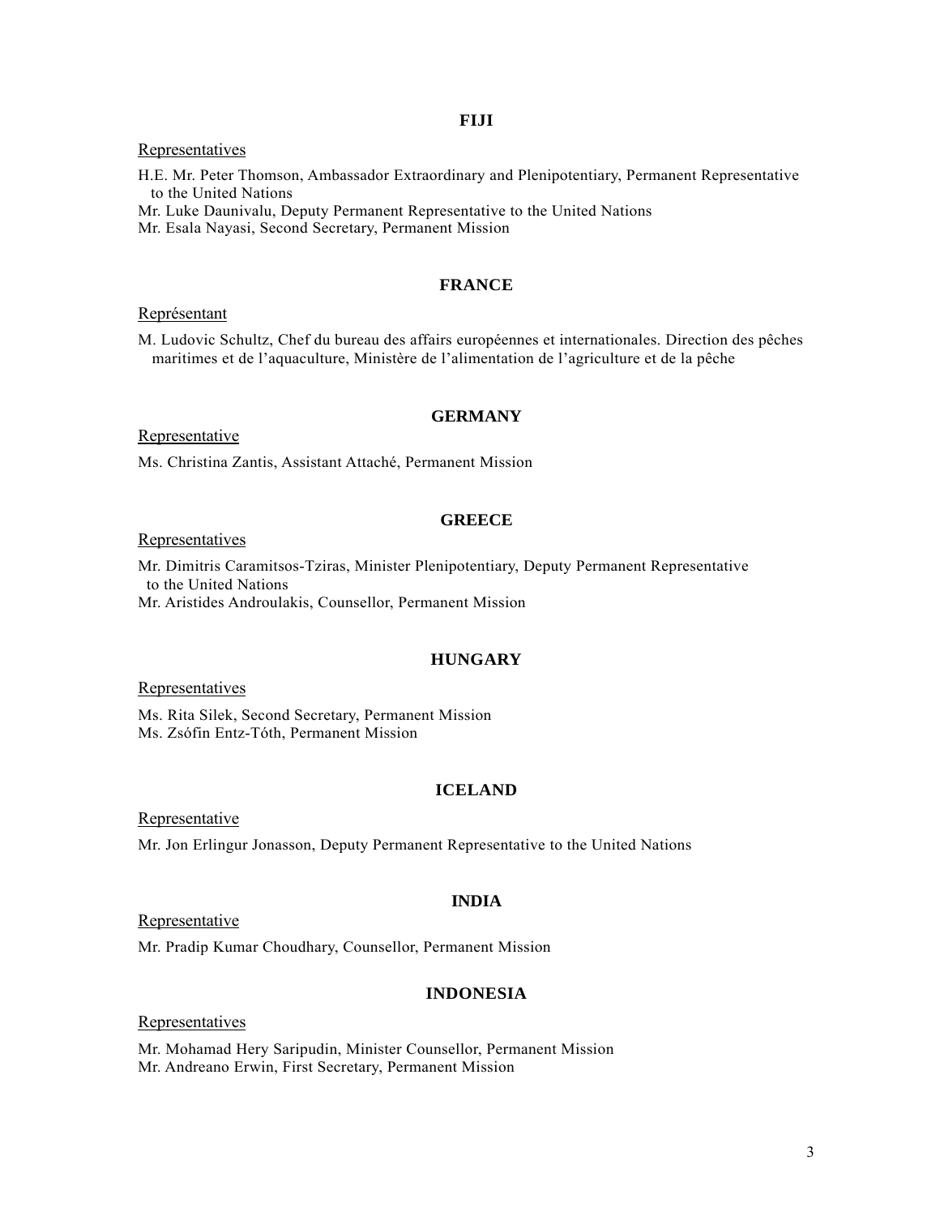## FIJI

Representatives

H.E. Mr. Peter Thomson, Ambassador Extraordinary and Plenipotentiary, Permanent Representative to the United Nations
Mr. Luke Daunivalu, Deputy Permanent Representative to the United Nations
Mr. Esala Nayasi, Second Secretary, Permanent Mission

## FRANCE

Représentant

M. Ludovic Schultz, Chef du bureau des affairs européennes et internationales. Direction des pêches maritimes et de l'aquaculture, Ministère de l'alimentation de l'agriculture et de la pêche

## GERMANY

Representative

Ms. Christina Zantis, Assistant Attaché, Permanent Mission

## GREECE

Representatives

Mr. Dimitris Caramitsos-Tziras, Minister Plenipotentiary, Deputy Permanent Representative to the United Nations
Mr. Aristides Androulakis, Counsellor, Permanent Mission

## HUNGARY

Representatives

Ms. Rita Silek, Second Secretary, Permanent Mission
Ms. Zsófin Entz-Tóth, Permanent Mission

## ICELAND

Representative

Mr. Jon Erlingur Jonasson, Deputy Permanent Representative to the United Nations

## INDIA

Representative

Mr. Pradip Kumar Choudhary, Counsellor, Permanent Mission

## INDONESIA

Representatives

Mr. Mohamad Hery Saripudin, Minister Counsellor, Permanent Mission
Mr. Andreano Erwin, First Secretary, Permanent Mission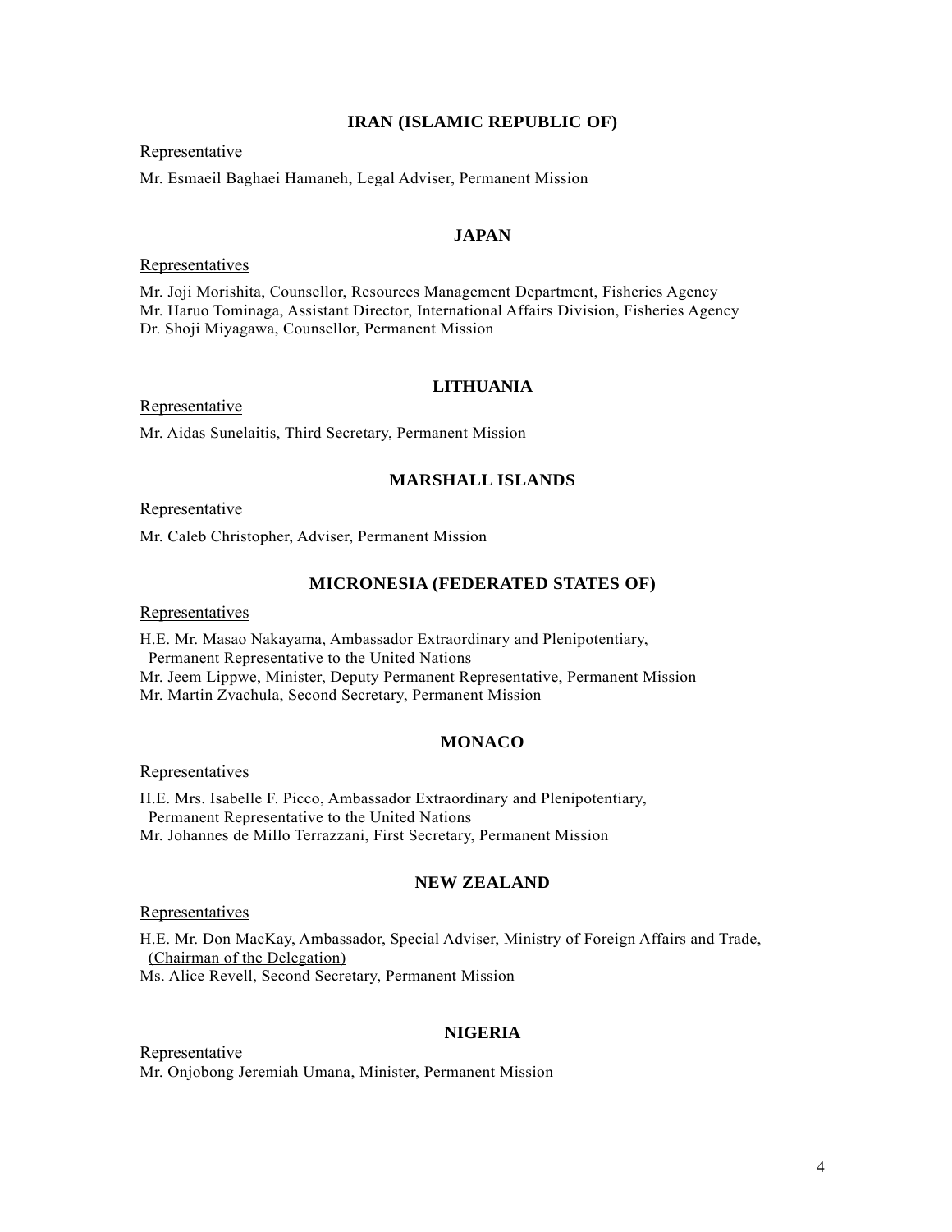## IRAN (ISLAMIC REPUBLIC OF)

Representative

Mr. Esmaeil Baghaei Hamaneh, Legal Adviser, Permanent Mission

## JAPAN

Representatives

Mr. Joji Morishita, Counsellor, Resources Management Department, Fisheries Agency
Mr. Haruo Tominaga, Assistant Director, International Affairs Division, Fisheries Agency
Dr. Shoji Miyagawa, Counsellor, Permanent Mission

## LITHUANIA

Representative

Mr. Aidas Sunelaitis, Third Secretary, Permanent Mission

## MARSHALL ISLANDS

Representative

Mr. Caleb Christopher, Adviser, Permanent Mission

## MICRONESIA (FEDERATED STATES OF)

Representatives

H.E. Mr. Masao Nakayama, Ambassador Extraordinary and Plenipotentiary, Permanent Representative to the United Nations
Mr. Jeem Lippwe, Minister, Deputy Permanent Representative, Permanent Mission
Mr. Martin Zvachula, Second Secretary, Permanent Mission

## MONACO

Representatives

H.E. Mrs. Isabelle F. Picco, Ambassador Extraordinary and Plenipotentiary, Permanent Representative to the United Nations
Mr. Johannes de Millo Terrazzani, First Secretary, Permanent Mission

## NEW ZEALAND

Representatives

H.E. Mr. Don MacKay, Ambassador, Special Adviser, Ministry of Foreign Affairs and Trade, (Chairman of the Delegation)
Ms. Alice Revell, Second Secretary, Permanent Mission

## NIGERIA

Representative

Mr. Onjobong Jeremiah Umana, Minister, Permanent Mission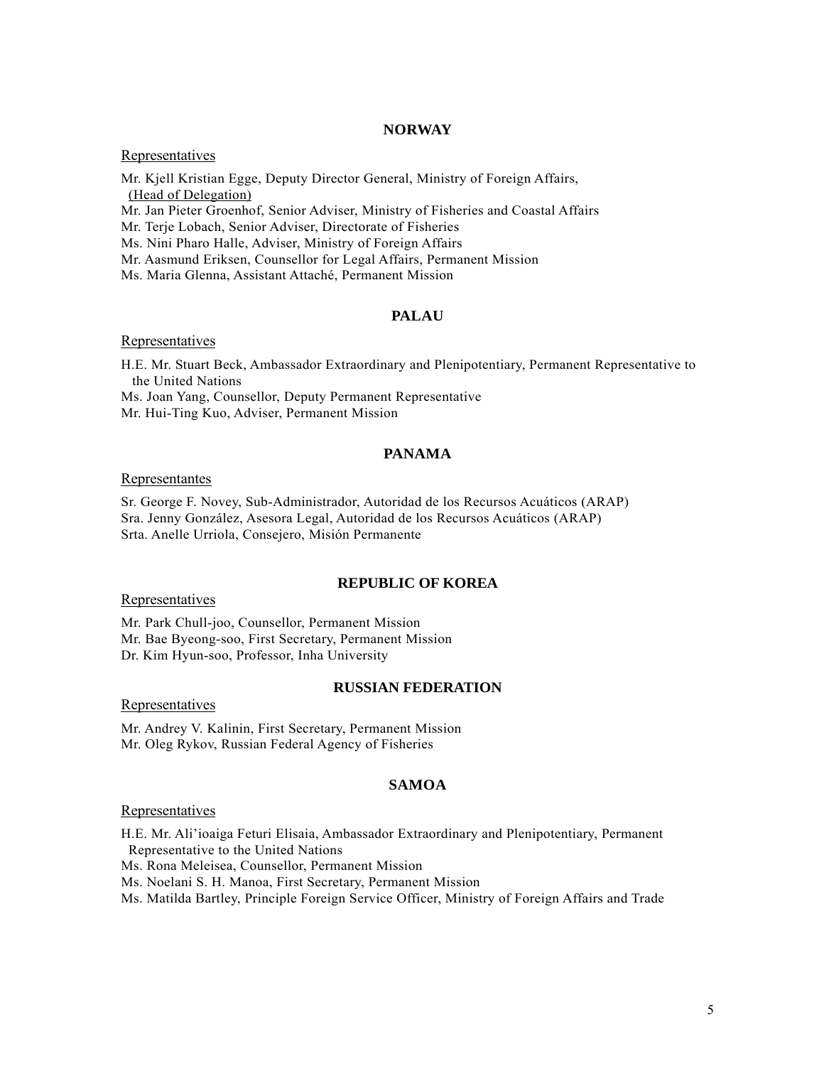## NORWAY

Representatives

Mr. Kjell Kristian Egge, Deputy Director General, Ministry of Foreign Affairs, (Head of Delegation)
Mr. Jan Pieter Groenhof, Senior Adviser, Ministry of Fisheries and Coastal Affairs
Mr. Terje Lobach, Senior Adviser, Directorate of Fisheries
Ms. Nini Pharo Halle, Adviser, Ministry of Foreign Affairs
Mr. Aasmund Eriksen, Counsellor for Legal Affairs, Permanent Mission
Ms. Maria Glenna, Assistant Attaché, Permanent Mission

## PALAU

Representatives

H.E. Mr. Stuart Beck, Ambassador Extraordinary and Plenipotentiary, Permanent Representative to the United Nations
Ms. Joan Yang, Counsellor, Deputy Permanent Representative
Mr. Hui-Ting Kuo, Adviser, Permanent Mission

## PANAMA

Representantes

Sr. George F. Novey, Sub-Administrador, Autoridad de los Recursos Acuáticos (ARAP)
Sra. Jenny González, Asesora Legal, Autoridad de los Recursos Acuáticos (ARAP)
Srta. Anelle Urriola, Consejero, Misión Permanente

## REPUBLIC OF KOREA

Representatives

Mr. Park Chull-joo, Counsellor, Permanent Mission
Mr. Bae Byeong-soo, First Secretary, Permanent Mission
Dr. Kim Hyun-soo, Professor, Inha University

## RUSSIAN FEDERATION

Representatives

Mr. Andrey V. Kalinin, First Secretary, Permanent Mission
Mr. Oleg Rykov, Russian Federal Agency of Fisheries

## SAMOA

Representatives

H.E. Mr. Ali'ioaiga Feturi Elisaia, Ambassador Extraordinary and Plenipotentiary, Permanent Representative to the United Nations
Ms. Rona Meleisea, Counsellor, Permanent Mission
Ms. Noelani S. H. Manoa, First Secretary, Permanent Mission
Ms. Matilda Bartley, Principle Foreign Service Officer, Ministry of Foreign Affairs and Trade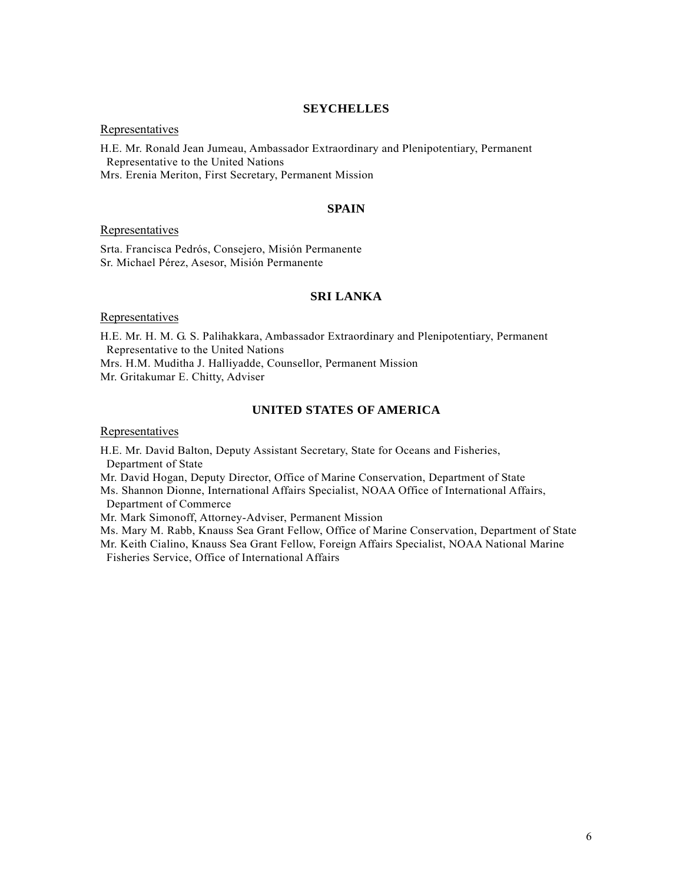### SEYCHELLES

Representatives

H.E. Mr. Ronald Jean Jumeau, Ambassador Extraordinary and Plenipotentiary, Permanent Representative to the United Nations
Mrs. Erenia Meriton, First Secretary, Permanent Mission

### SPAIN

Representatives

Srta. Francisca Pedrós, Consejero, Misión Permanente
Sr. Michael Pérez, Asesor, Misión Permanente

### SRI LANKA

Representatives

H.E. Mr. H. M. G. S. Palihakkara, Ambassador Extraordinary and Plenipotentiary, Permanent Representative to the United Nations
Mrs. H.M. Muditha J. Halliyadde, Counsellor, Permanent Mission
Mr. Gritakumar E. Chitty, Adviser

### UNITED STATES OF AMERICA

Representatives

H.E. Mr. David Balton, Deputy Assistant Secretary, State for Oceans and Fisheries, Department of State
Mr. David Hogan, Deputy Director, Office of Marine Conservation, Department of State
Ms. Shannon Dionne, International Affairs Specialist, NOAA Office of International Affairs, Department of Commerce
Mr. Mark Simonoff, Attorney-Adviser, Permanent Mission
Ms. Mary M. Rabb, Knauss Sea Grant Fellow, Office of Marine Conservation, Department of State
Mr. Keith Cialino, Knauss Sea Grant Fellow, Foreign Affairs Specialist, NOAA National Marine Fisheries Service, Office of International Affairs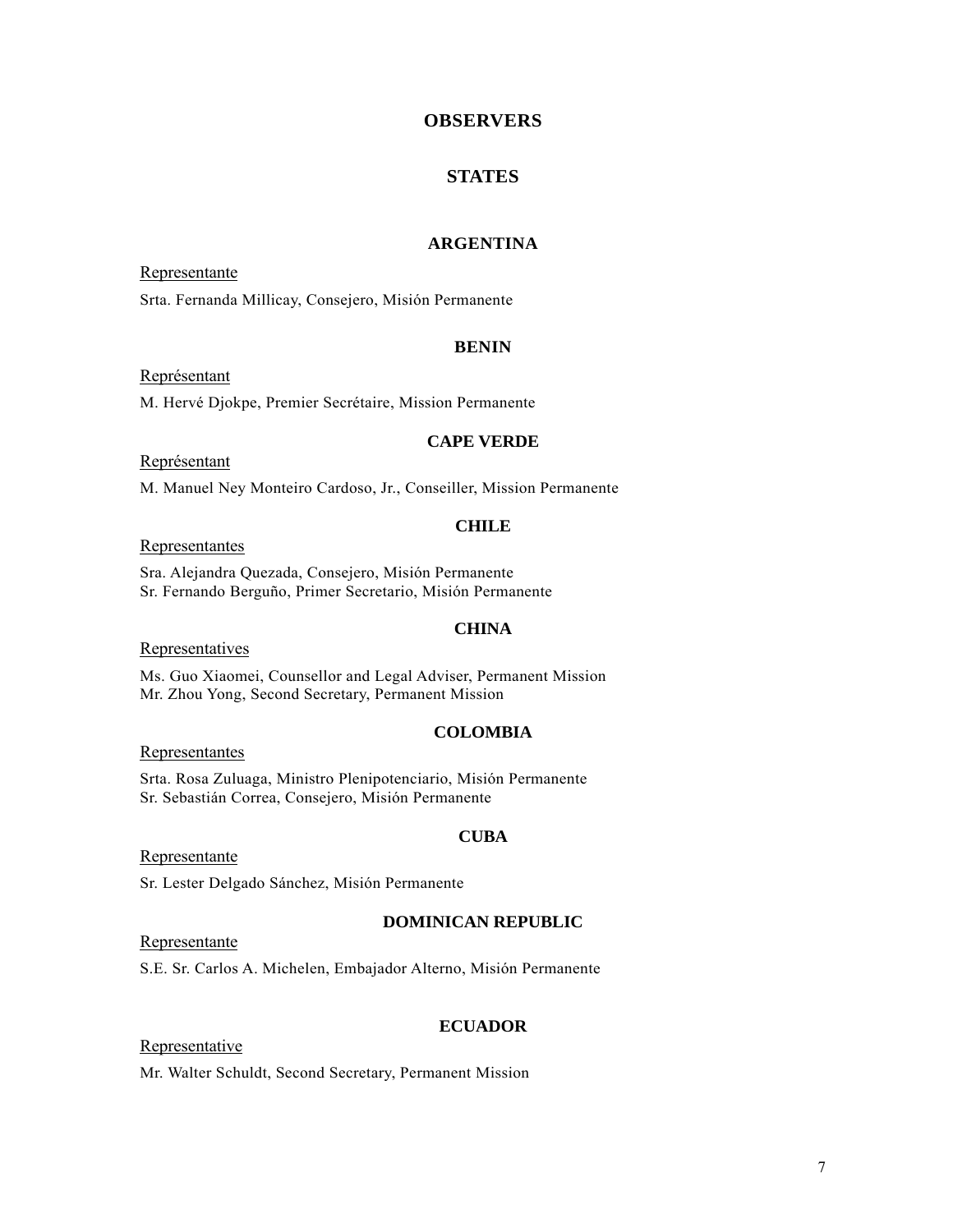# OBSERVERS

## STATES

### ARGENTINA

Representante

Srta. Fernanda Millicay, Consejero, Misión Permanente

### BENIN

Représentant

M. Hervé Djokpe, Premier Secrétaire, Mission Permanente

### CAPE VERDE

Représentant

M. Manuel Ney Monteiro Cardoso, Jr., Conseiller, Mission Permanente

### CHILE

Representantes

Sra. Alejandra Quezada, Consejero, Misión Permanente
Sr. Fernando Berguño, Primer Secretario, Misión Permanente

### CHINA

Representatives

Ms. Guo Xiaomei, Counsellor and Legal Adviser, Permanent Mission
Mr. Zhou Yong, Second Secretary, Permanent Mission

### COLOMBIA

Representantes

Srta. Rosa Zuluaga, Ministro Plenipotenciario, Misión Permanente
Sr. Sebastián Correa, Consejero, Misión Permanente

### CUBA

Representante

Sr. Lester Delgado Sánchez, Misión Permanente

### DOMINICAN REPUBLIC

Representante

S.E. Sr. Carlos A. Michelen, Embajador Alterno, Misión Permanente

### ECUADOR

Representative

Mr. Walter Schuldt, Second Secretary, Permanent Mission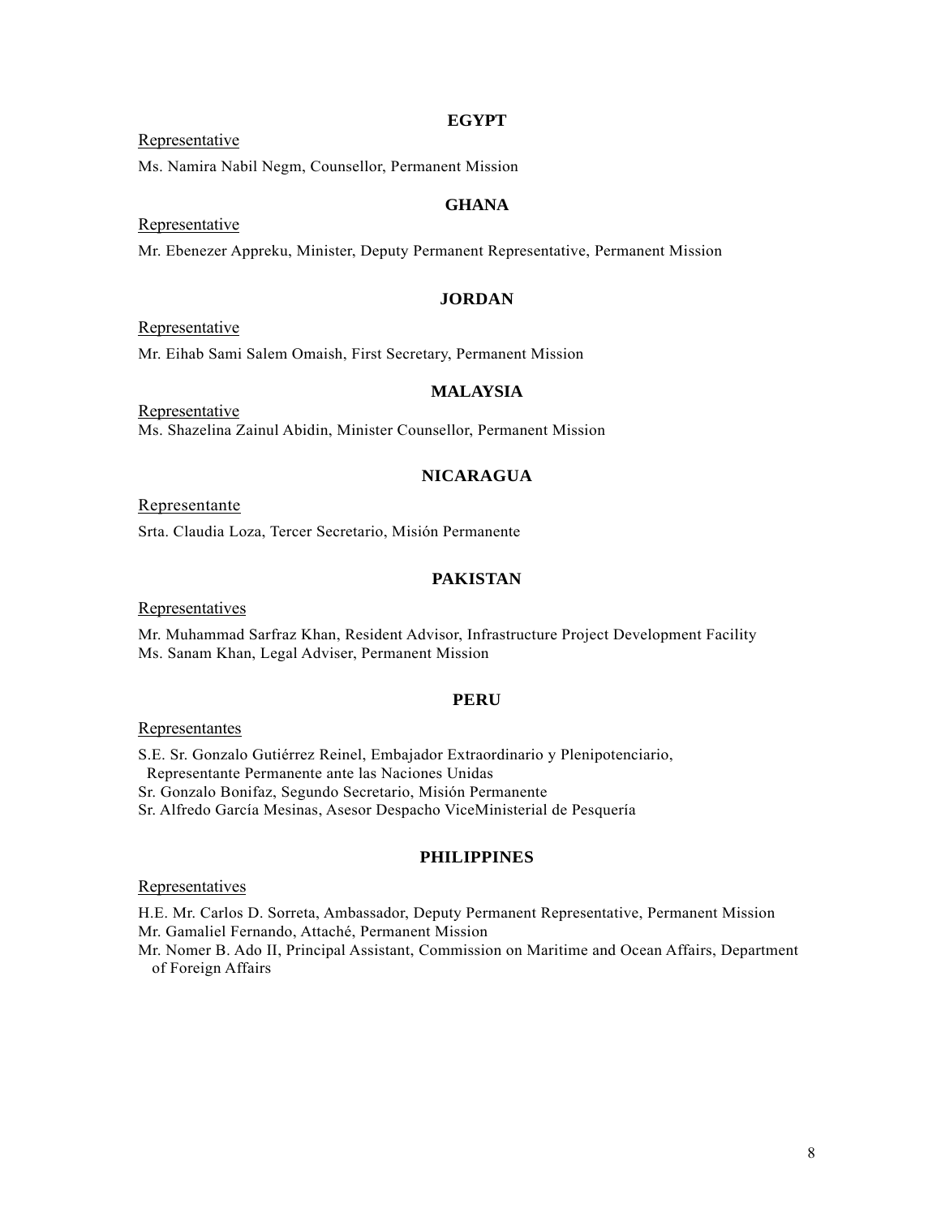**EGYPT**

Representative

Ms. Namira Nabil Negm, Counsellor, Permanent Mission

**GHANA**

Representative

Mr. Ebenezer Appreku, Minister, Deputy Permanent Representative, Permanent Mission

**JORDAN**

Representative

Mr. Eihab Sami Salem Omaish, First Secretary, Permanent Mission

**MALAYSIA**

Representative

Ms. Shazelina Zainul Abidin, Minister Counsellor, Permanent Mission

**NICARAGUA**

Representante

Srta. Claudia Loza, Tercer Secretario, Misión Permanente

**PAKISTAN**

Representatives

Mr. Muhammad Sarfraz Khan, Resident Advisor, Infrastructure Project Development Facility
Ms. Sanam Khan, Legal Adviser, Permanent Mission

**PERU**

Representantes

S.E. Sr. Gonzalo Gutiérrez Reinel, Embajador Extraordinario y Plenipotenciario, Representante Permanente ante las Naciones Unidas
Sr. Gonzalo Bonifaz, Segundo Secretario, Misión Permanente
Sr. Alfredo García Mesinas, Asesor Despacho ViceMinisterial de Pesquería

**PHILIPPINES**

Representatives

H.E. Mr. Carlos D. Sorreta, Ambassador, Deputy Permanent Representative, Permanent Mission
Mr. Gamaliel Fernando, Attaché, Permanent Mission
Mr. Nomer B. Ado II, Principal Assistant, Commission on Maritime and Ocean Affairs, Department of Foreign Affairs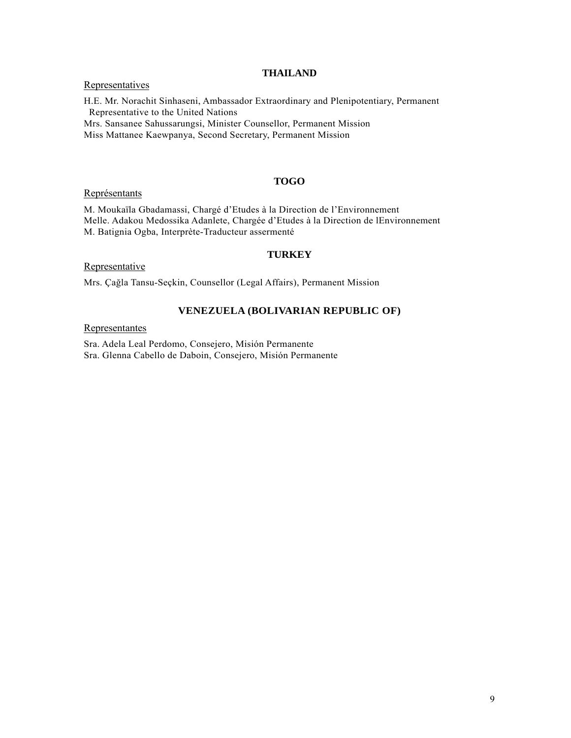## THAILAND

Representatives

H.E. Mr. Norachit Sinhaseni, Ambassador Extraordinary and Plenipotentiary, Permanent Representative to the United Nations
Mrs. Sansanee Sahussarungsi, Minister Counsellor, Permanent Mission
Miss Mattanee Kaewpanya, Second Secretary, Permanent Mission

## TOGO

Représentants

M. Moukaïla Gbadamassi, Chargé d'Etudes à la Direction de l'Environnement
Melle. Adakou Medossika Adanlete, Chargée d'Etudes à la Direction de lEnvironnement
M. Batignia Ogba, Interprète-Traducteur assermenté

## TURKEY

Representative

Mrs. Çağla Tansu-Seçkin, Counsellor (Legal Affairs), Permanent Mission

## VENEZUELA (BOLIVARIAN REPUBLIC OF)

Representantes

Sra. Adela Leal Perdomo, Consejero, Misión Permanente
Sra. Glenna Cabello de Daboin, Consejero, Misión Permanente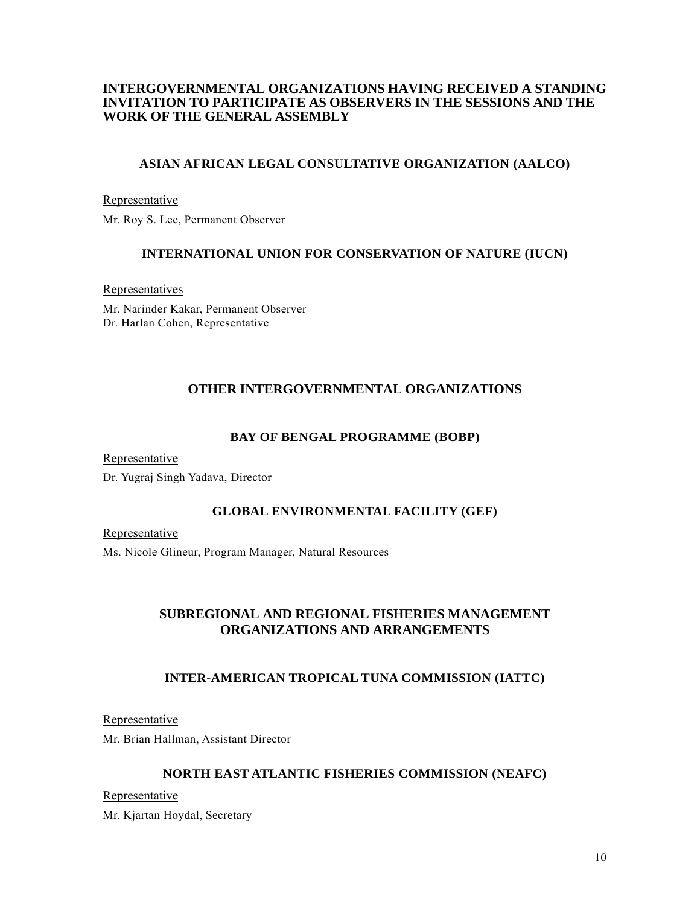## INTERGOVERNMENTAL ORGANIZATIONS HAVING RECEIVED A STANDING INVITATION TO PARTICIPATE AS OBSERVERS IN THE SESSIONS AND THE WORK OF THE GENERAL ASSEMBLY

### ASIAN AFRICAN LEGAL CONSULTATIVE ORGANIZATION (AALCO)

Representative

Mr. Roy S. Lee, Permanent Observer

### INTERNATIONAL UNION FOR CONSERVATION OF NATURE (IUCN)

Representatives

Mr. Narinder Kakar, Permanent Observer
Dr. Harlan Cohen, Representative

## OTHER INTERGOVERNMENTAL ORGANIZATIONS

### BAY OF BENGAL PROGRAMME (BOBP)

Representative

Dr. Yugraj Singh Yadava, Director

### GLOBAL ENVIRONMENTAL FACILITY (GEF)

Representative

Ms. Nicole Glineur, Program Manager, Natural Resources

## SUBREGIONAL AND REGIONAL FISHERIES MANAGEMENT ORGANIZATIONS AND ARRANGEMENTS

### INTER-AMERICAN TROPICAL TUNA COMMISSION (IATTC)

Representative

Mr. Brian Hallman, Assistant Director

### NORTH EAST ATLANTIC FISHERIES COMMISSION (NEAFC)

Representative

Mr. Kjartan Hoydal, Secretary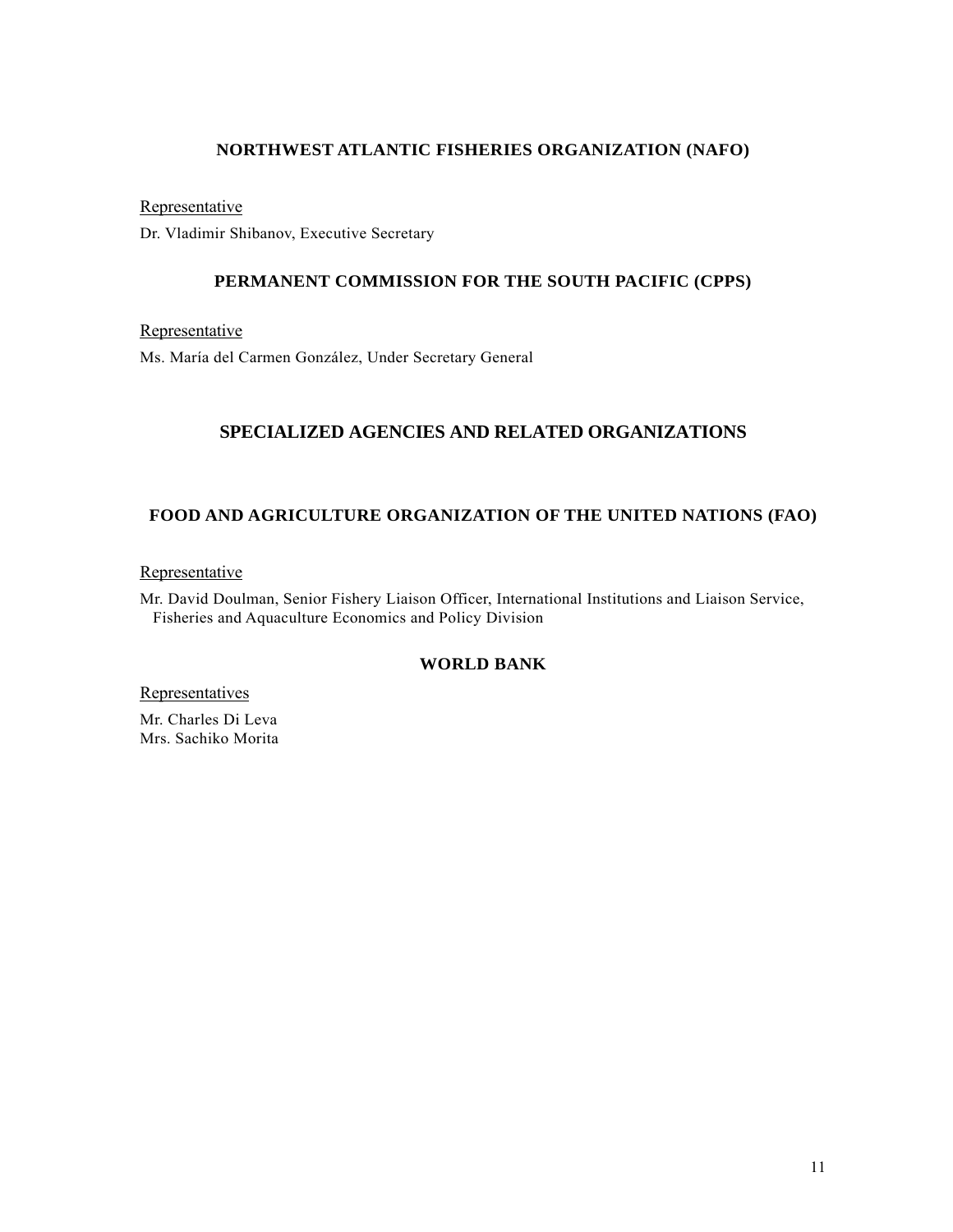### NORTHWEST ATLANTIC FISHERIES ORGANIZATION (NAFO)

<u>Representative</u>

Dr. Vladimir Shibanov, Executive Secretary

### PERMANENT COMMISSION FOR THE SOUTH PACIFIC (CPPS)

<u>Representative</u>

Ms. María del Carmen González, Under Secretary General

## SPECIALIZED AGENCIES AND RELATED ORGANIZATIONS

### FOOD AND AGRICULTURE ORGANIZATION OF THE UNITED NATIONS (FAO)

<u>Representative</u>

Mr. David Doulman, Senior Fishery Liaison Officer, International Institutions and Liaison Service, Fisheries and Aquaculture Economics and Policy Division

### WORLD BANK

<u>Representatives</u>

Mr. Charles Di Leva
Mrs. Sachiko Morita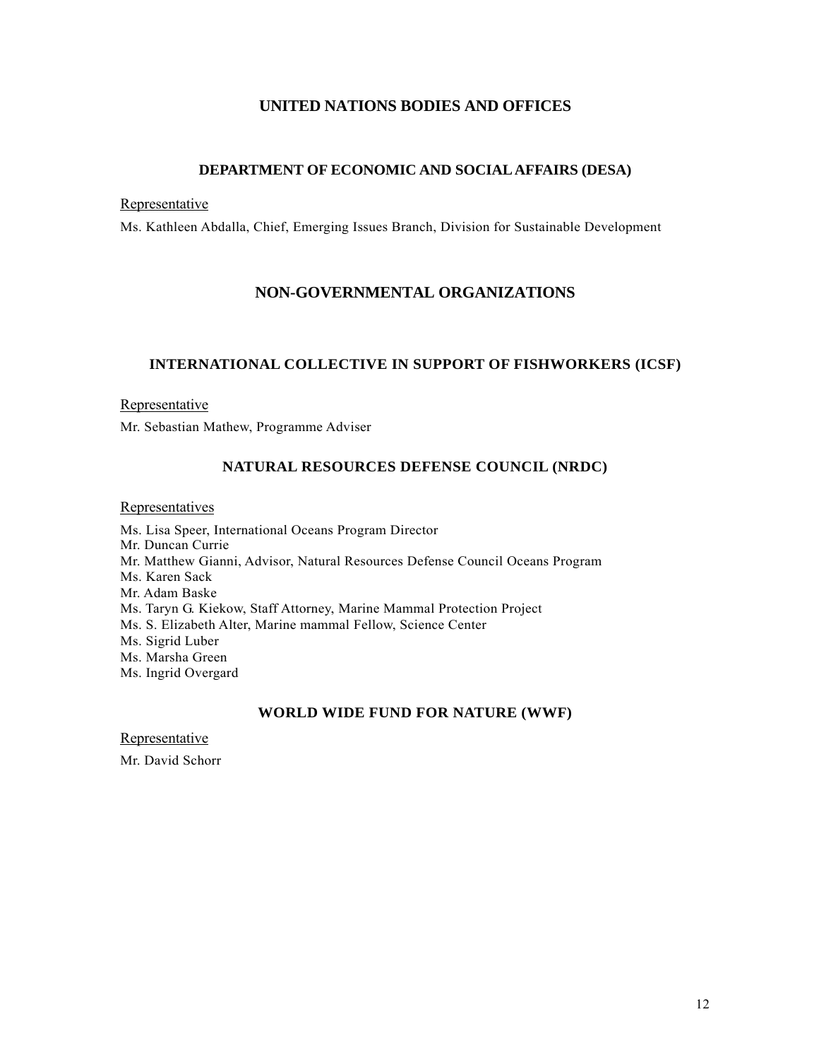## UNITED NATIONS BODIES AND OFFICES

### DEPARTMENT OF ECONOMIC AND SOCIAL AFFAIRS (DESA)

Representative

Ms. Kathleen Abdalla, Chief, Emerging Issues Branch, Division for Sustainable Development

## NON-GOVERNMENTAL ORGANIZATIONS

### INTERNATIONAL COLLECTIVE IN SUPPORT OF FISHWORKERS (ICSF)

Representative

Mr. Sebastian Mathew, Programme Adviser

### NATURAL RESOURCES DEFENSE COUNCIL (NRDC)

Representatives

Ms. Lisa Speer, International Oceans Program Director
Mr. Duncan Currie
Mr. Matthew Gianni, Advisor, Natural Resources Defense Council Oceans Program
Ms. Karen Sack
Mr. Adam Baske
Ms. Taryn G. Kiekow, Staff Attorney, Marine Mammal Protection Project
Ms. S. Elizabeth Alter, Marine mammal Fellow, Science Center
Ms. Sigrid Luber
Ms. Marsha Green
Ms. Ingrid Overgard

### WORLD WIDE FUND FOR NATURE (WWF)

Representative

Mr. David Schorr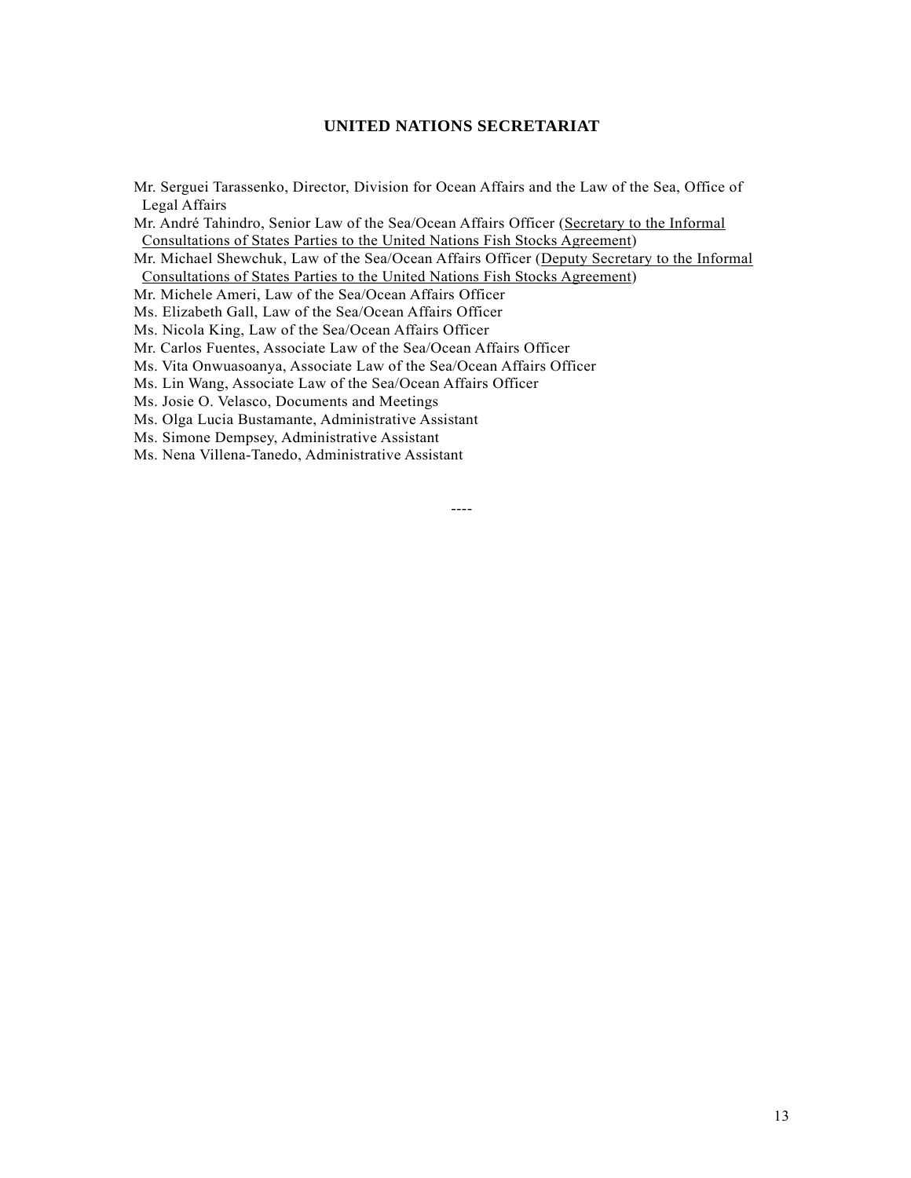## UNITED NATIONS SECRETARIAT

Mr. Serguei Tarassenko, Director, Division for Ocean Affairs and the Law of the Sea, Office of Legal Affairs
Mr. André Tahindro, Senior Law of the Sea/Ocean Affairs Officer (Secretary to the Informal Consultations of States Parties to the United Nations Fish Stocks Agreement)
Mr. Michael Shewchuk, Law of the Sea/Ocean Affairs Officer (Deputy Secretary to the Informal Consultations of States Parties to the United Nations Fish Stocks Agreement)
Mr. Michele Ameri, Law of the Sea/Ocean Affairs Officer
Ms. Elizabeth Gall, Law of the Sea/Ocean Affairs Officer
Ms. Nicola King, Law of the Sea/Ocean Affairs Officer
Mr. Carlos Fuentes, Associate Law of the Sea/Ocean Affairs Officer
Ms. Vita Onwuasoanya, Associate Law of the Sea/Ocean Affairs Officer
Ms. Lin Wang, Associate Law of the Sea/Ocean Affairs Officer
Ms. Josie O. Velasco, Documents and Meetings
Ms. Olga Lucia Bustamante, Administrative Assistant
Ms. Simone Dempsey, Administrative Assistant
Ms. Nena Villena-Tanedo, Administrative Assistant

----